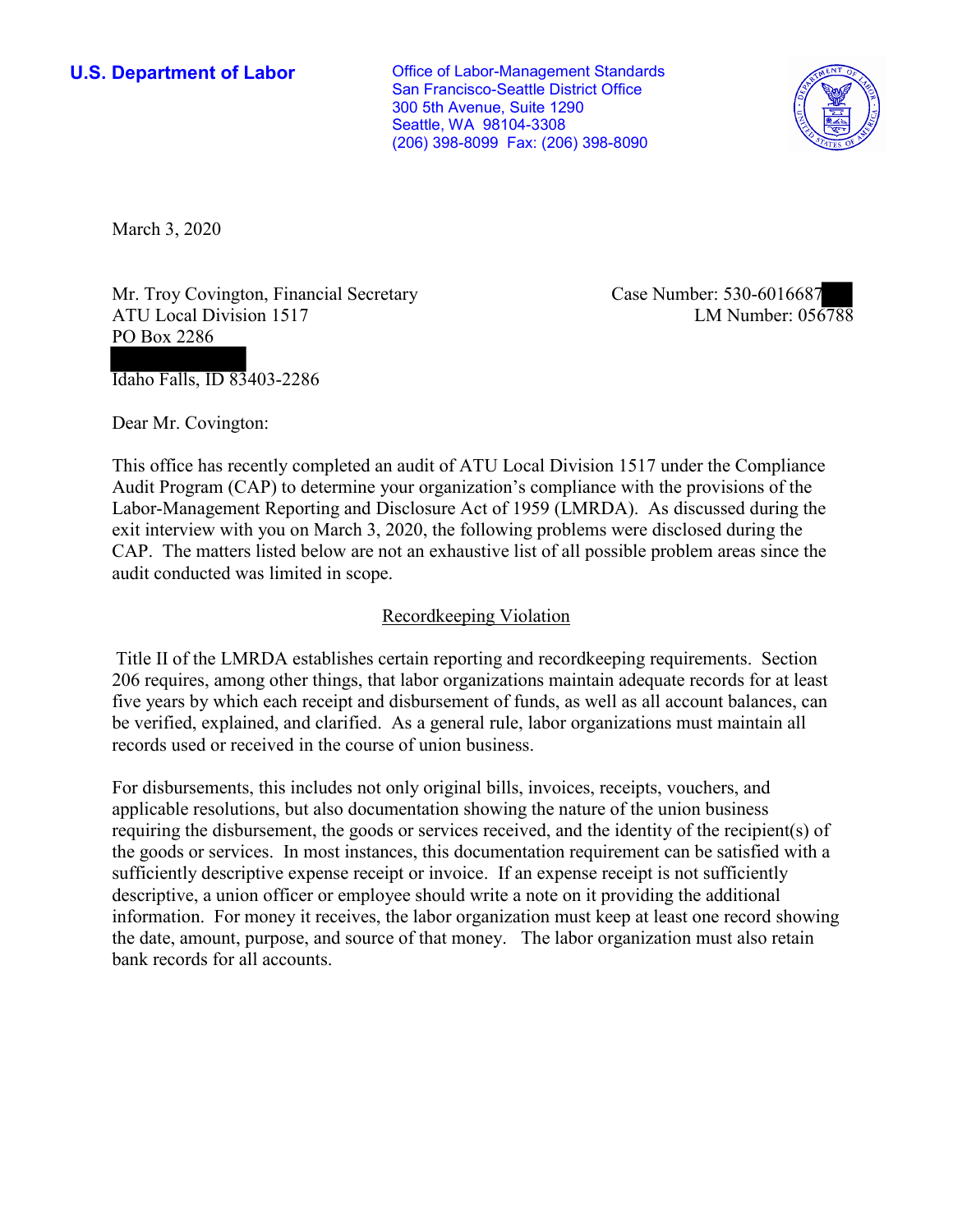**U.S. Department of Labor**

Office of Labor-Management Standards
San Francisco-Seattle District Office
300 5th Avenue, Suite 1290
Seattle, WA 98104-3308
(206) 398-8099 Fax: (206) 398-8090

March 3, 2020

Mr. Troy Covington, Financial Secretary
ATU Local Division 1517
PO Box 2286

Idaho Falls, ID 83403-2286

Case Number: 530-6016687
LM Number: 056788

Dear Mr. Covington:

This office has recently completed an audit of ATU Local Division 1517 under the Compliance Audit Program (CAP) to determine your organization's compliance with the provisions of the Labor-Management Reporting and Disclosure Act of 1959 (LMRDA). As discussed during the exit interview with you on March 3, 2020, the following problems were disclosed during the CAP. The matters listed below are not an exhaustive list of all possible problem areas since the audit conducted was limited in scope.

## Recordkeeping Violation

Title II of the LMRDA establishes certain reporting and recordkeeping requirements. Section 206 requires, among other things, that labor organizations maintain adequate records for at least five years by which each receipt and disbursement of funds, as well as all account balances, can be verified, explained, and clarified. As a general rule, labor organizations must maintain all records used or received in the course of union business.

For disbursements, this includes not only original bills, invoices, receipts, vouchers, and applicable resolutions, but also documentation showing the nature of the union business requiring the disbursement, the goods or services received, and the identity of the recipient(s) of the goods or services. In most instances, this documentation requirement can be satisfied with a sufficiently descriptive expense receipt or invoice. If an expense receipt is not sufficiently descriptive, a union officer or employee should write a note on it providing the additional information. For money it receives, the labor organization must keep at least one record showing the date, amount, purpose, and source of that money. The labor organization must also retain bank records for all accounts.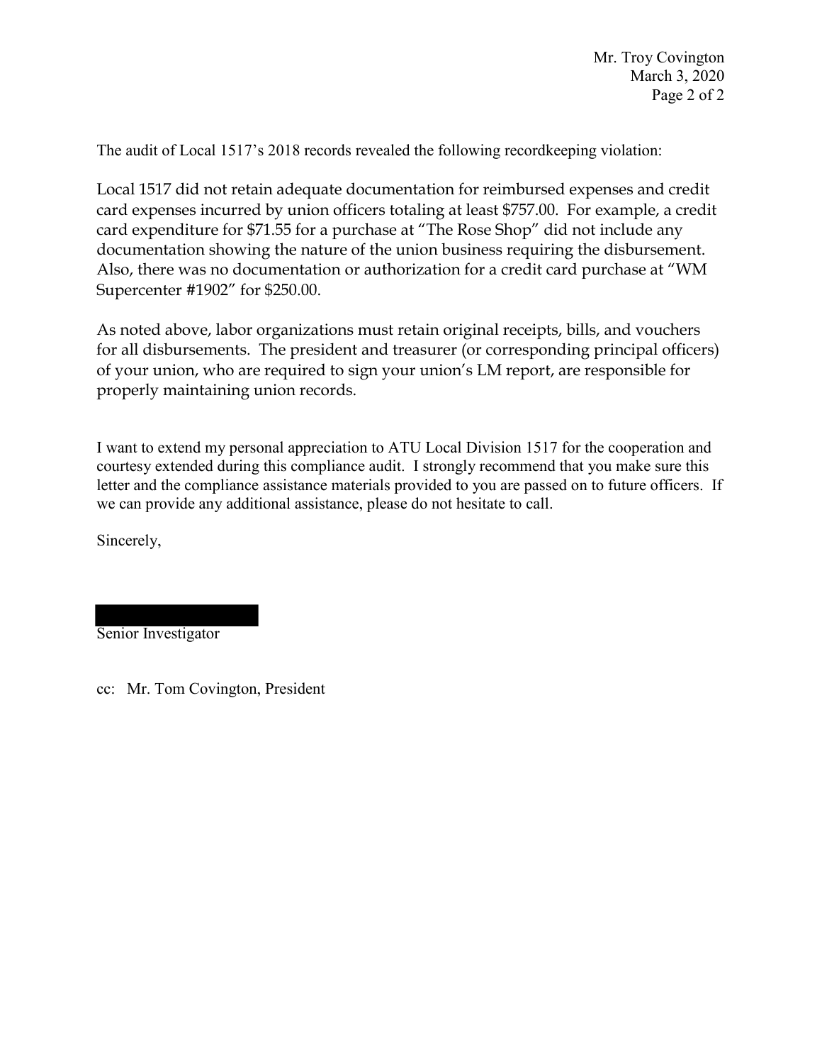The audit of Local 1517's 2018 records revealed the following recordkeeping violation:

Local 1517 did not retain adequate documentation for reimbursed expenses and credit card expenses incurred by union officers totaling at least $757.00. For example, a credit card expenditure for $71.55 for a purchase at "The Rose Shop" did not include any documentation showing the nature of the union business requiring the disbursement. Also, there was no documentation or authorization for a credit card purchase at "WM Supercenter #1902" for $250.00.

As noted above, labor organizations must retain original receipts, bills, and vouchers for all disbursements. The president and treasurer (or corresponding principal officers) of your union, who are required to sign your union's LM report, are responsible for properly maintaining union records.

I want to extend my personal appreciation to ATU Local Division 1517 for the cooperation and courtesy extended during this compliance audit. I strongly recommend that you make sure this letter and the compliance assistance materials provided to you are passed on to future officers. If we can provide any additional assistance, please do not hesitate to call.

Sincerely,

Senior Investigator

cc: Mr. Tom Covington, President